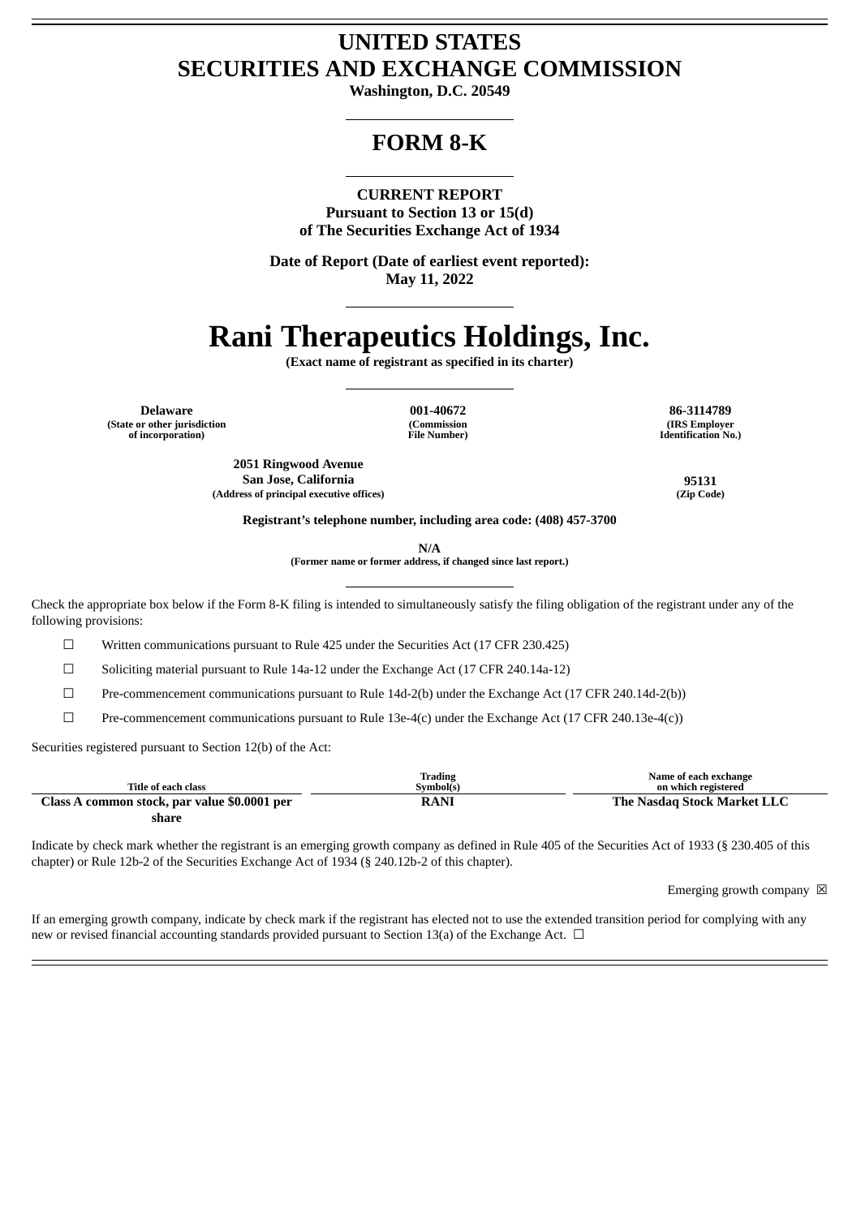# UNITED STATES
# SECURITIES AND EXCHANGE COMMISSION

**Washington, D.C. 20549**

---

# FORM 8-K

---

**CURRENT REPORT**
**Pursuant to Section 13 or 15(d)**
**of The Securities Exchange Act of 1934**

**Date of Report (Date of earliest event reported):**
**May 11, 2022**

---

# Rani Therapeutics Holdings, Inc.

**(Exact name of registrant as specified in its charter)**

---

| Delaware | 001-40672 | 86-3114789 |
|---|---|---|
| (State or other jurisdiction of incorporation) | (Commission File Number) | (IRS Employer Identification No.) |

| 2051 Ringwood Avenue San Jose, California | 95131 |
|---|---|
| (Address of principal executive offices) | (Zip Code) |

**Registrant's telephone number, including area code: (408) 457-3700**

**N/A**
**(Former name or former address, if changed since last report.)**

---

Check the appropriate box below if the Form 8-K filing is intended to simultaneously satisfy the filing obligation of the registrant under any of the following provisions:

☐ Written communications pursuant to Rule 425 under the Securities Act (17 CFR 230.425)

☐ Soliciting material pursuant to Rule 14a-12 under the Exchange Act (17 CFR 240.14a-12)

☐ Pre-commencement communications pursuant to Rule 14d-2(b) under the Exchange Act (17 CFR 240.14d-2(b))

☐ Pre-commencement communications pursuant to Rule 13e-4(c) under the Exchange Act (17 CFR 240.13e-4(c))

Securities registered pursuant to Section 12(b) of the Act:

| Title of each class | Trading Symbol(s) | Name of each exchange on which registered |
|---|---|---|
| **Class A common stock, par value $0.0001 per share** | **RANI** | **The Nasdaq Stock Market LLC** |

Indicate by check mark whether the registrant is an emerging growth company as defined in Rule 405 of the Securities Act of 1933 (§ 230.405 of this chapter) or Rule 12b-2 of the Securities Exchange Act of 1934 (§ 240.12b-2 of this chapter).

Emerging growth company ☒

If an emerging growth company, indicate by check mark if the registrant has elected not to use the extended transition period for complying with any new or revised financial accounting standards provided pursuant to Section 13(a) of the Exchange Act. ☐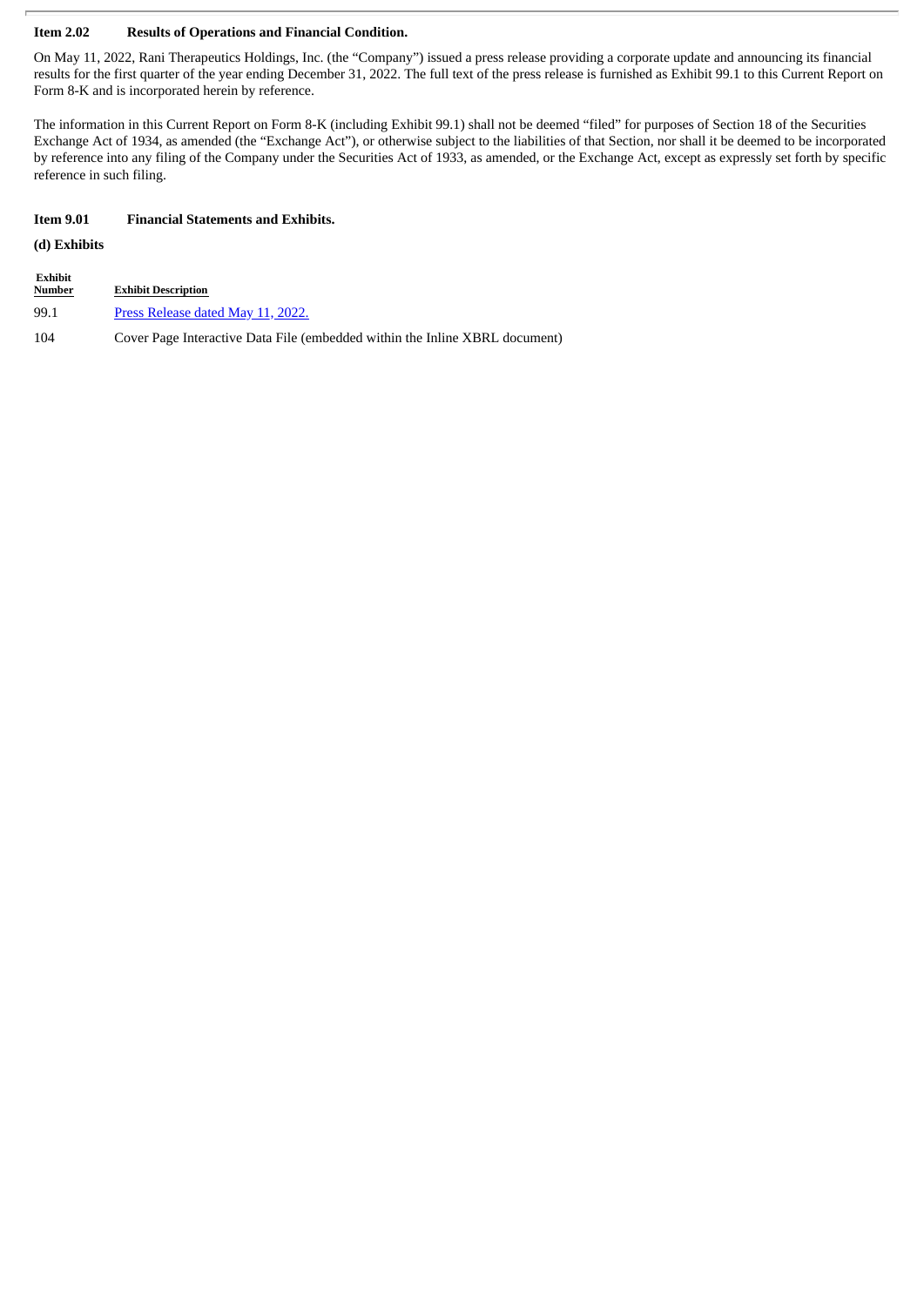**Item 2.02 Results of Operations and Financial Condition.**

On May 11, 2022, Rani Therapeutics Holdings, Inc. (the "Company") issued a press release providing a corporate update and announcing its financial results for the first quarter of the year ending December 31, 2022. The full text of the press release is furnished as Exhibit 99.1 to this Current Report on Form 8-K and is incorporated herein by reference.

The information in this Current Report on Form 8-K (including Exhibit 99.1) shall not be deemed "filed" for purposes of Section 18 of the Securities Exchange Act of 1934, as amended (the "Exchange Act"), or otherwise subject to the liabilities of that Section, nor shall it be deemed to be incorporated by reference into any filing of the Company under the Securities Act of 1933, as amended, or the Exchange Act, except as expressly set forth by specific reference in such filing.

**Item 9.01 Financial Statements and Exhibits.**

**(d) Exhibits**

| Exhibit Number | Exhibit Description |
|---|---|
| 99.1 | Press Release dated May 11, 2022. |
| 104 | Cover Page Interactive Data File (embedded within the Inline XBRL document) |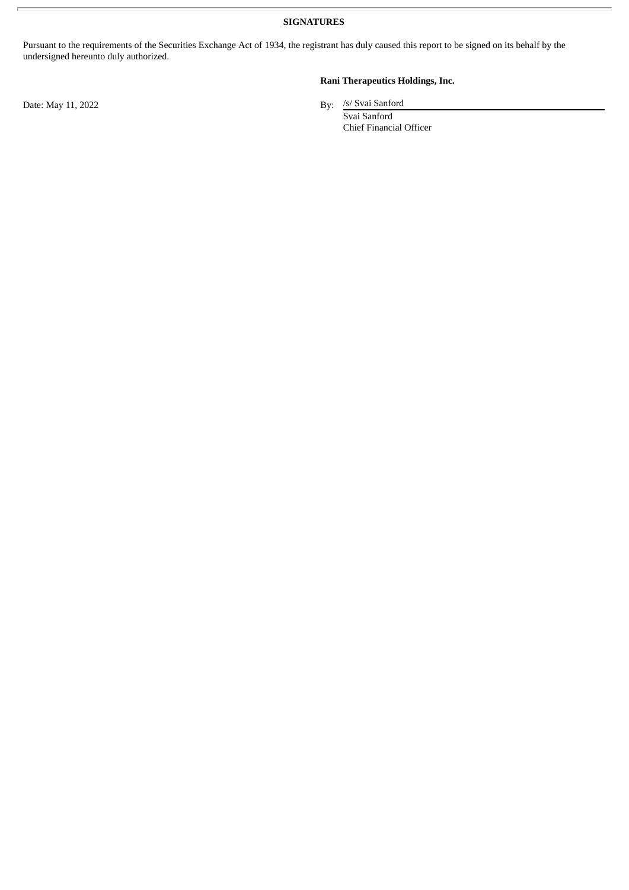**SIGNATURES**

Pursuant to the requirements of the Securities Exchange Act of 1934, the registrant has duly caused this report to be signed on its behalf by the undersigned hereunto duly authorized.

**Rani Therapeutics Holdings, Inc.**

Date: May 11, 2022

By: /s/ Svai Sanford
Svai Sanford
Chief Financial Officer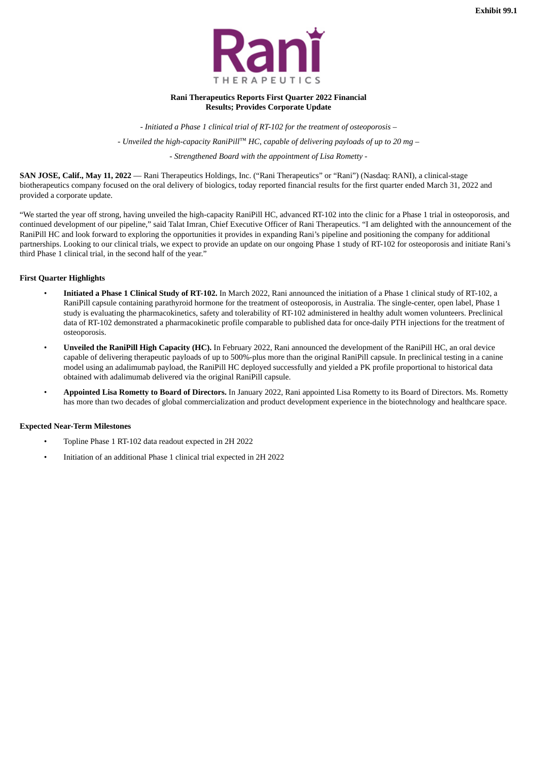Exhibit 99.1

**Rani Therapeutics Reports First Quarter 2022 Financial Results; Provides Corporate Update**

*- Initiated a Phase 1 clinical trial of RT-102 for the treatment of osteoporosis –*

*- Unveiled the high-capacity RaniPill™ HC, capable of delivering payloads of up to 20 mg –*

*- Strengthened Board with the appointment of Lisa Rometty -*

**SAN JOSE, Calif., May 11, 2022** — Rani Therapeutics Holdings, Inc. ("Rani Therapeutics" or "Rani") (Nasdaq: RANI), a clinical-stage biotherapeutics company focused on the oral delivery of biologics, today reported financial results for the first quarter ended March 31, 2022 and provided a corporate update.

"We started the year off strong, having unveiled the high-capacity RaniPill HC, advanced RT-102 into the clinic for a Phase 1 trial in osteoporosis, and continued development of our pipeline," said Talat Imran, Chief Executive Officer of Rani Therapeutics. "I am delighted with the announcement of the RaniPill HC and look forward to exploring the opportunities it provides in expanding Rani's pipeline and positioning the company for additional partnerships. Looking to our clinical trials, we expect to provide an update on our ongoing Phase 1 study of RT-102 for osteoporosis and initiate Rani's third Phase 1 clinical trial, in the second half of the year."

**First Quarter Highlights**

- **Initiated a Phase 1 Clinical Study of RT-102.** In March 2022, Rani announced the initiation of a Phase 1 clinical study of RT-102, a RaniPill capsule containing parathyroid hormone for the treatment of osteoporosis, in Australia. The single-center, open label, Phase 1 study is evaluating the pharmacokinetics, safety and tolerability of RT-102 administered in healthy adult women volunteers. Preclinical data of RT-102 demonstrated a pharmacokinetic profile comparable to published data for once-daily PTH injections for the treatment of osteoporosis.
- **Unveiled the RaniPill High Capacity (HC).** In February 2022, Rani announced the development of the RaniPill HC, an oral device capable of delivering therapeutic payloads of up to 500%-plus more than the original RaniPill capsule. In preclinical testing in a canine model using an adalimumab payload, the RaniPill HC deployed successfully and yielded a PK profile proportional to historical data obtained with adalimumab delivered via the original RaniPill capsule.
- **Appointed Lisa Rometty to Board of Directors.** In January 2022, Rani appointed Lisa Rometty to its Board of Directors. Ms. Rometty has more than two decades of global commercialization and product development experience in the biotechnology and healthcare space.

**Expected Near-Term Milestones**

- Topline Phase 1 RT-102 data readout expected in 2H 2022
- Initiation of an additional Phase 1 clinical trial expected in 2H 2022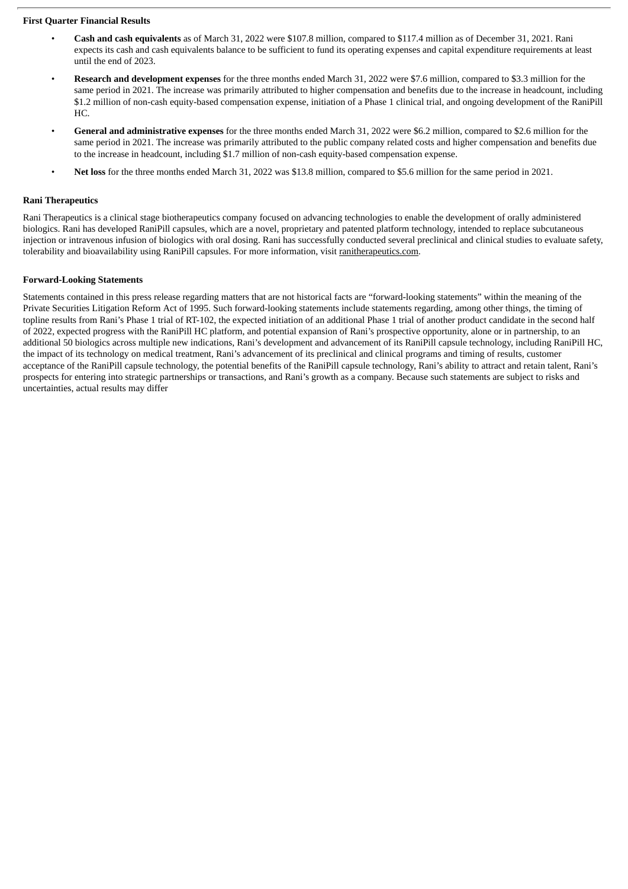**First Quarter Financial Results**

- **Cash and cash equivalents** as of March 31, 2022 were $107.8 million, compared to $117.4 million as of December 31, 2021. Rani expects its cash and cash equivalents balance to be sufficient to fund its operating expenses and capital expenditure requirements at least until the end of 2023.
- **Research and development expenses** for the three months ended March 31, 2022 were $7.6 million, compared to $3.3 million for the same period in 2021. The increase was primarily attributed to higher compensation and benefits due to the increase in headcount, including $1.2 million of non-cash equity-based compensation expense, initiation of a Phase 1 clinical trial, and ongoing development of the RaniPill HC.
- **General and administrative expenses** for the three months ended March 31, 2022 were $6.2 million, compared to $2.6 million for the same period in 2021. The increase was primarily attributed to the public company related costs and higher compensation and benefits due to the increase in headcount, including $1.7 million of non-cash equity-based compensation expense.
- **Net loss** for the three months ended March 31, 2022 was $13.8 million, compared to $5.6 million for the same period in 2021.

**Rani Therapeutics**

Rani Therapeutics is a clinical stage biotherapeutics company focused on advancing technologies to enable the development of orally administered biologics. Rani has developed RaniPill capsules, which are a novel, proprietary and patented platform technology, intended to replace subcutaneous injection or intravenous infusion of biologics with oral dosing. Rani has successfully conducted several preclinical and clinical studies to evaluate safety, tolerability and bioavailability using RaniPill capsules. For more information, visit ranitherapeutics.com.

**Forward-Looking Statements**

Statements contained in this press release regarding matters that are not historical facts are "forward-looking statements" within the meaning of the Private Securities Litigation Reform Act of 1995. Such forward-looking statements include statements regarding, among other things, the timing of topline results from Rani's Phase 1 trial of RT-102, the expected initiation of an additional Phase 1 trial of another product candidate in the second half of 2022, expected progress with the RaniPill HC platform, and potential expansion of Rani's prospective opportunity, alone or in partnership, to an additional 50 biologics across multiple new indications, Rani's development and advancement of its RaniPill capsule technology, including RaniPill HC, the impact of its technology on medical treatment, Rani's advancement of its preclinical and clinical programs and timing of results, customer acceptance of the RaniPill capsule technology, the potential benefits of the RaniPill capsule technology, Rani's ability to attract and retain talent, Rani's prospects for entering into strategic partnerships or transactions, and Rani's growth as a company. Because such statements are subject to risks and uncertainties, actual results may differ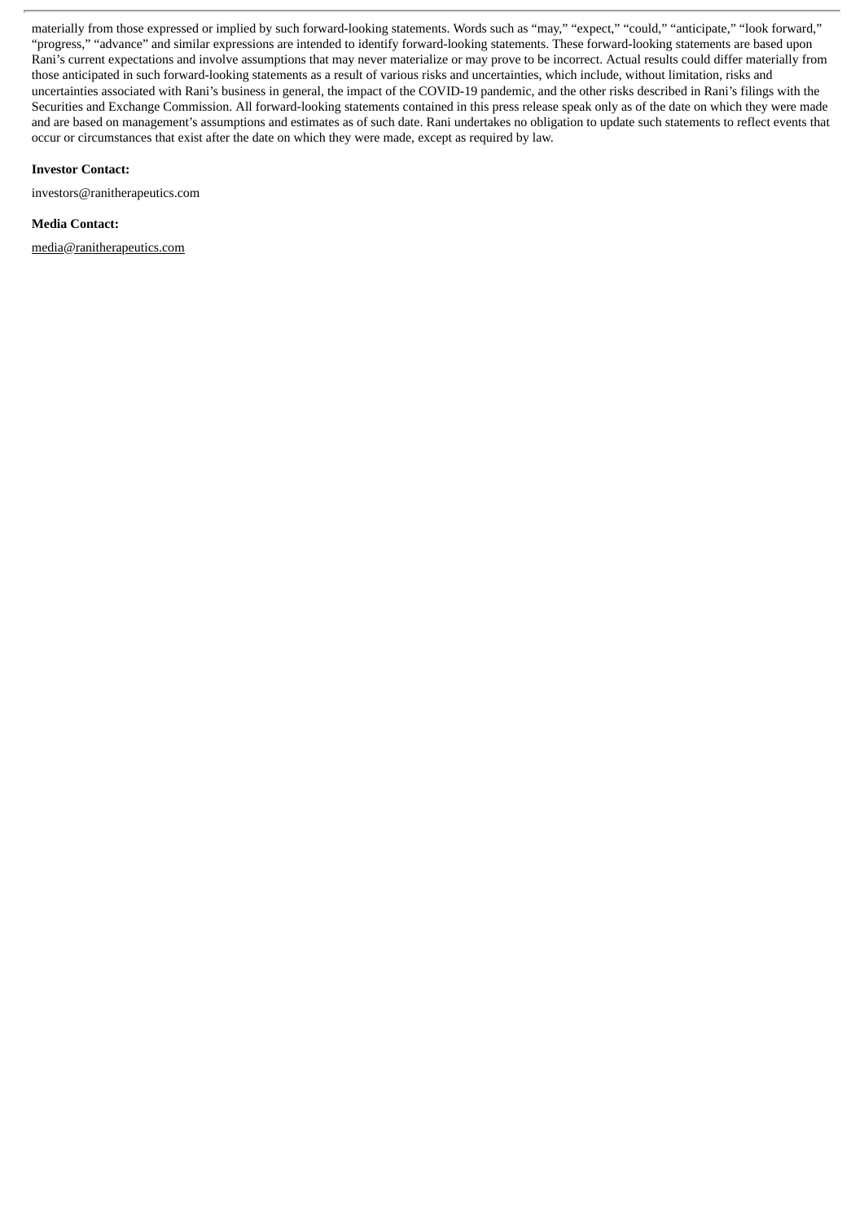materially from those expressed or implied by such forward-looking statements. Words such as "may," "expect," "could," "anticipate," "look forward," "progress," "advance" and similar expressions are intended to identify forward-looking statements. These forward-looking statements are based upon Rani's current expectations and involve assumptions that may never materialize or may prove to be incorrect. Actual results could differ materially from those anticipated in such forward-looking statements as a result of various risks and uncertainties, which include, without limitation, risks and uncertainties associated with Rani's business in general, the impact of the COVID-19 pandemic, and the other risks described in Rani's filings with the Securities and Exchange Commission. All forward-looking statements contained in this press release speak only as of the date on which they were made and are based on management's assumptions and estimates as of such date. Rani undertakes no obligation to update such statements to reflect events that occur or circumstances that exist after the date on which they were made, except as required by law.

**Investor Contact:**

investors@ranitherapeutics.com

**Media Contact:**

media@ranitherapeutics.com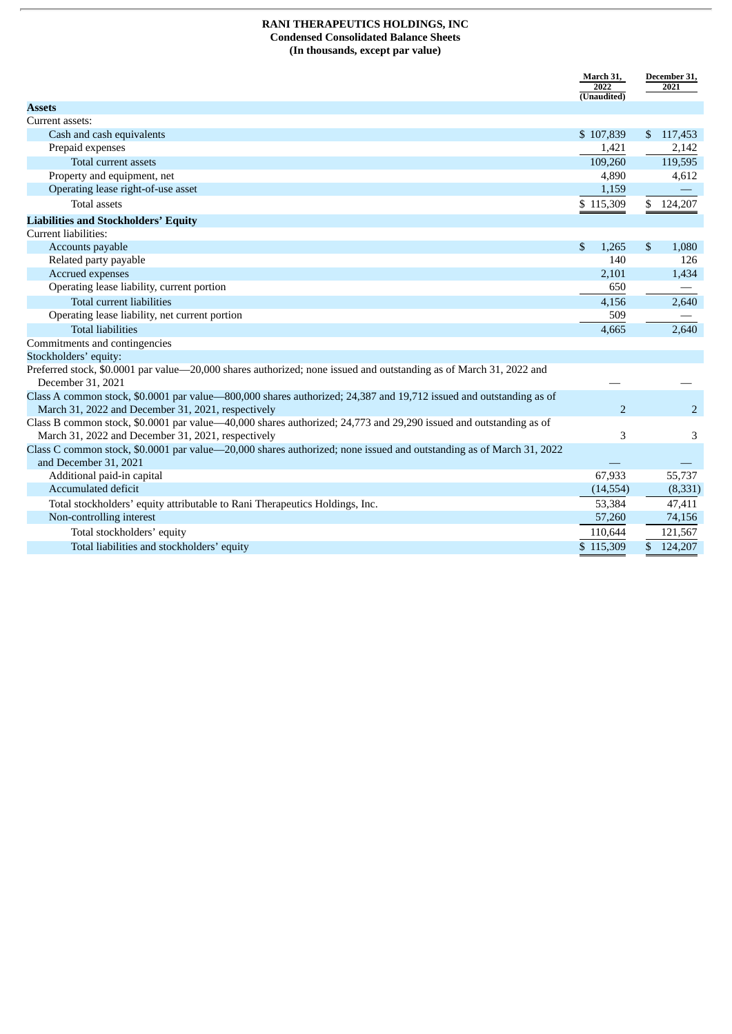**RANI THERAPEUTICS HOLDINGS, INC**
**Condensed Consolidated Balance Sheets**
**(In thousands, except par value)**

| | March 31, 2022 (Unaudited) | December 31, 2021 |
|---|---|---|
| **Assets** | | |
| Current assets: | | |
| Cash and cash equivalents | $ 107,839 | $ 117,453 |
| Prepaid expenses | 1,421 | 2,142 |
| Total current assets | 109,260 | 119,595 |
| Property and equipment, net | 4,890 | 4,612 |
| Operating lease right-of-use asset | 1,159 | — |
| Total assets | $ 115,309 | $ 124,207 |
| **Liabilities and Stockholders' Equity** | | |
| Current liabilities: | | |
| Accounts payable | $ 1,265 | $ 1,080 |
| Related party payable | 140 | 126 |
| Accrued expenses | 2,101 | 1,434 |
| Operating lease liability, current portion | 650 | — |
| Total current liabilities | 4,156 | 2,640 |
| Operating lease liability, net current portion | 509 | — |
| Total liabilities | 4,665 | 2,640 |
| Commitments and contingencies | | |
| Stockholders' equity: | | |
| Preferred stock, $0.0001 par value—20,000 shares authorized; none issued and outstanding as of March 31, 2022 and December 31, 2021 | — | — |
| Class A common stock, $0.0001 par value—800,000 shares authorized; 24,387 and 19,712 issued and outstanding as of March 31, 2022 and December 31, 2021, respectively | 2 | 2 |
| Class B common stock, $0.0001 par value—40,000 shares authorized; 24,773 and 29,290 issued and outstanding as of March 31, 2022 and December 31, 2021, respectively | 3 | 3 |
| Class C common stock, $0.0001 par value—20,000 shares authorized; none issued and outstanding as of March 31, 2022 and December 31, 2021 | — | — |
| Additional paid-in capital | 67,933 | 55,737 |
| Accumulated deficit | (14,554) | (8,331) |
| Total stockholders' equity attributable to Rani Therapeutics Holdings, Inc. | 53,384 | 47,411 |
| Non-controlling interest | 57,260 | 74,156 |
| Total stockholders' equity | 110,644 | 121,567 |
| Total liabilities and stockholders' equity | $ 115,309 | $ 124,207 |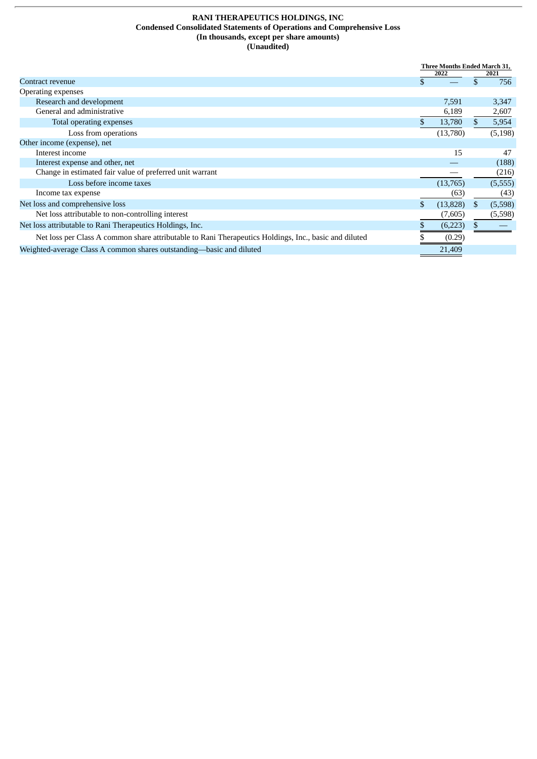**RANI THERAPEUTICS HOLDINGS, INC**
**Condensed Consolidated Statements of Operations and Comprehensive Loss**
**(In thousands, except per share amounts)**
**(Unaudited)**

| | Three Months Ended March 31, | |
|---|---|---|
| | 2022 | 2021 |
| Contract revenue | $ — | $ 756 |
| Operating expenses | | |
| Research and development | 7,591 | 3,347 |
| General and administrative | 6,189 | 2,607 |
| Total operating expenses | $ 13,780 | $ 5,954 |
| Loss from operations | (13,780) | (5,198) |
| Other income (expense), net | | |
| Interest income | 15 | 47 |
| Interest expense and other, net | — | (188) |
| Change in estimated fair value of preferred unit warrant | — | (216) |
| Loss before income taxes | (13,765) | (5,555) |
| Income tax expense | (63) | (43) |
| Net loss and comprehensive loss | $ (13,828) | $ (5,598) |
| Net loss attributable to non-controlling interest | (7,605) | (5,598) |
| Net loss attributable to Rani Therapeutics Holdings, Inc. | $ (6,223) | $ — |
| Net loss per Class A common share attributable to Rani Therapeutics Holdings, Inc., basic and diluted | $ (0.29) | |
| Weighted-average Class A common shares outstanding—basic and diluted | 21,409 | |